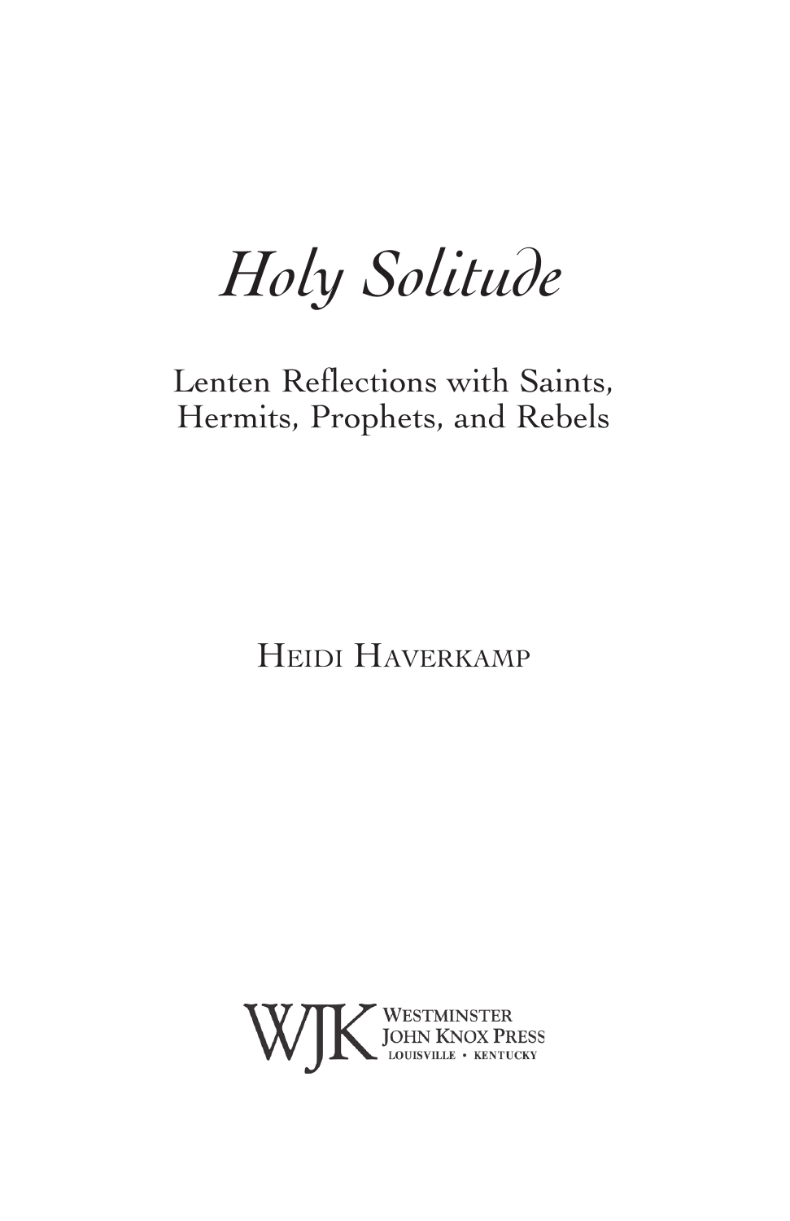# *Holy Solitude*

## Lenten Reflections with Saints, Hermits, Prophets, and Rebels

Heidi Haverkamp

WJK Westminster John Knox Press
Louisville • Kentucky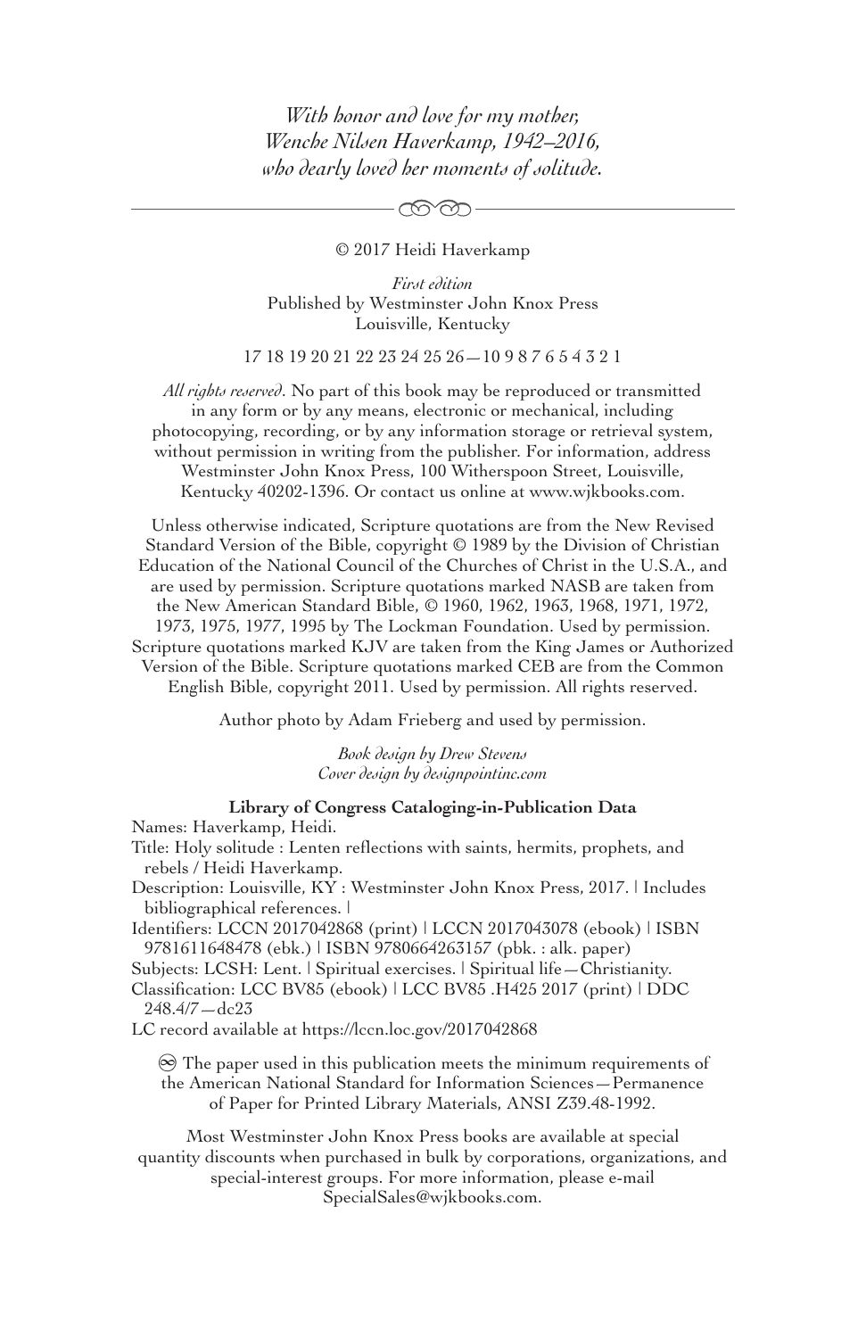*With honor and love for my mother,*
*Wenche Nilsen Haverkamp, 1942–2016,*
*who dearly loved her moments of solitude.*

---

© 2017 Heidi Haverkamp

*First edition*
Published by Westminster John Knox Press
Louisville, Kentucky

17 18 19 20 21 22 23 24 25 26—10 9 8 7 6 5 4 3 2 1

*All rights reserved*. No part of this book may be reproduced or transmitted in any form or by any means, electronic or mechanical, including photocopying, recording, or by any information storage or retrieval system, without permission in writing from the publisher. For information, address Westminster John Knox Press, 100 Witherspoon Street, Louisville, Kentucky 40202-1396. Or contact us online at www.wjkbooks.com.

Unless otherwise indicated, Scripture quotations are from the New Revised Standard Version of the Bible, copyright © 1989 by the Division of Christian Education of the National Council of the Churches of Christ in the U.S.A., and are used by permission. Scripture quotations marked NASB are taken from the New American Standard Bible, © 1960, 1962, 1963, 1968, 1971, 1972, 1973, 1975, 1977, 1995 by The Lockman Foundation. Used by permission. Scripture quotations marked KJV are taken from the King James or Authorized Version of the Bible. Scripture quotations marked CEB are from the Common English Bible, copyright 2011. Used by permission. All rights reserved.

Author photo by Adam Frieberg and used by permission.

*Book design by Drew Stevens*
*Cover design by designpointinc.com*

**Library of Congress Cataloging-in-Publication Data**

Names: Haverkamp, Heidi.
Title: Holy solitude : Lenten reflections with saints, hermits, prophets, and rebels / Heidi Haverkamp.
Description: Louisville, KY : Westminster John Knox Press, 2017. | Includes bibliographical references. |
Identifiers: LCCN 2017042868 (print) | LCCN 2017043078 (ebook) | ISBN 9781611648478 (ebk.) | ISBN 9780664263157 (pbk. : alk. paper)
Subjects: LCSH: Lent. | Spiritual exercises. | Spiritual life—Christianity.
Classification: LCC BV85 (ebook) | LCC BV85 .H425 2017 (print) | DDC 248.4/7—dc23
LC record available at https://lccn.loc.gov/2017042868

♾ The paper used in this publication meets the minimum requirements of the American National Standard for Information Sciences—Permanence of Paper for Printed Library Materials, ANSI Z39.48-1992.

Most Westminster John Knox Press books are available at special quantity discounts when purchased in bulk by corporations, organizations, and special-interest groups. For more information, please e-mail SpecialSales@wjkbooks.com.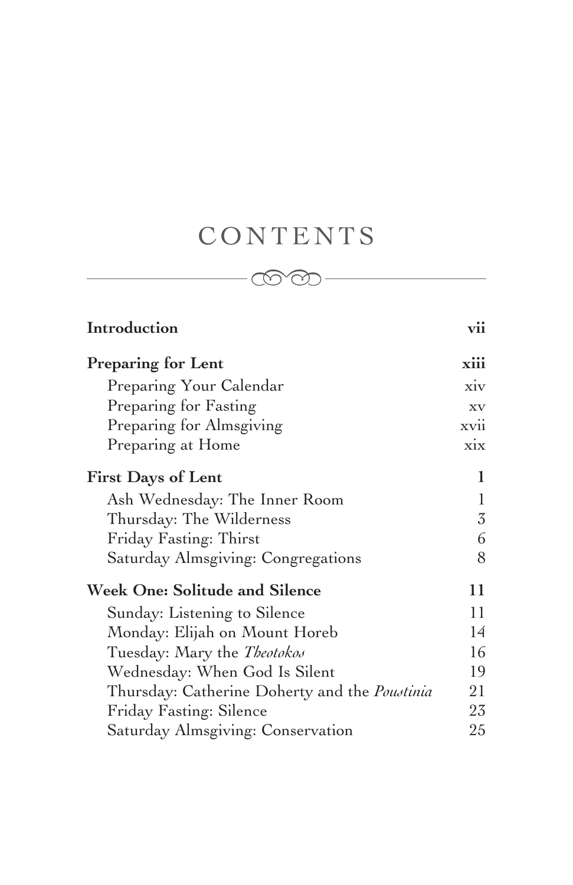# CONTENTS

| | |
|---|---|
| **Introduction** | **vii** |
| **Preparing for Lent** | **xiii** |
| Preparing Your Calendar | xiv |
| Preparing for Fasting | xv |
| Preparing for Almsgiving | xvii |
| Preparing at Home | xix |
| **First Days of Lent** | **1** |
| Ash Wednesday: The Inner Room | 1 |
| Thursday: The Wilderness | 3 |
| Friday Fasting: Thirst | 6 |
| Saturday Almsgiving: Congregations | 8 |
| **Week One: Solitude and Silence** | **11** |
| Sunday: Listening to Silence | 11 |
| Monday: Elijah on Mount Horeb | 14 |
| Tuesday: Mary the *Theotokos* | 16 |
| Wednesday: When God Is Silent | 19 |
| Thursday: Catherine Doherty and the *Poustinia* | 21 |
| Friday Fasting: Silence | 23 |
| Saturday Almsgiving: Conservation | 25 |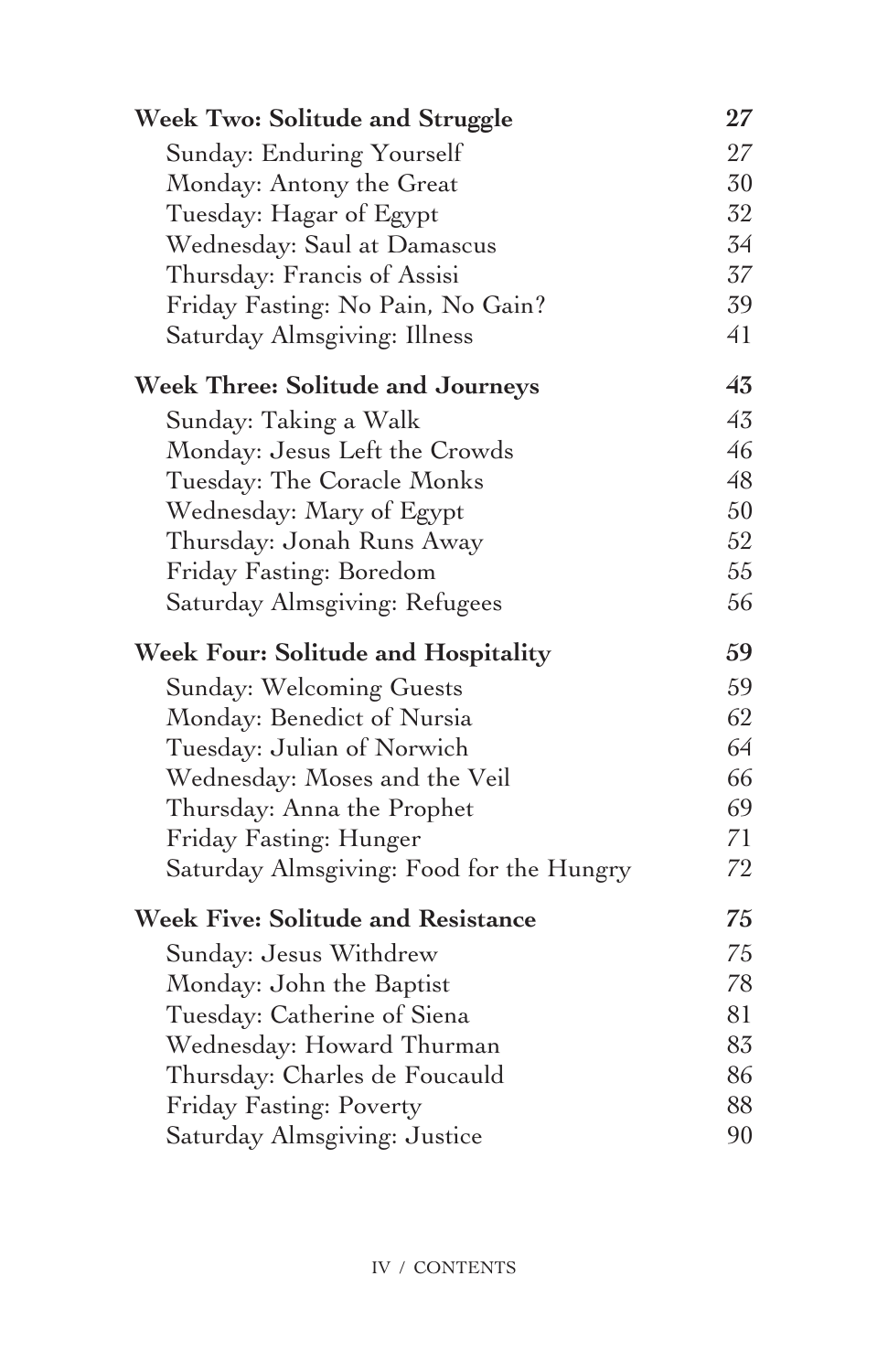**Week Two: Solitude and Struggle** 27

- Sunday: Enduring Yourself 27
- Monday: Antony the Great 30
- Tuesday: Hagar of Egypt 32
- Wednesday: Saul at Damascus 34
- Thursday: Francis of Assisi 37
- Friday Fasting: No Pain, No Gain? 39
- Saturday Almsgiving: Illness 41

**Week Three: Solitude and Journeys** 43

- Sunday: Taking a Walk 43
- Monday: Jesus Left the Crowds 46
- Tuesday: The Coracle Monks 48
- Wednesday: Mary of Egypt 50
- Thursday: Jonah Runs Away 52
- Friday Fasting: Boredom 55
- Saturday Almsgiving: Refugees 56

**Week Four: Solitude and Hospitality** 59

- Sunday: Welcoming Guests 59
- Monday: Benedict of Nursia 62
- Tuesday: Julian of Norwich 64
- Wednesday: Moses and the Veil 66
- Thursday: Anna the Prophet 69
- Friday Fasting: Hunger 71
- Saturday Almsgiving: Food for the Hungry 72

**Week Five: Solitude and Resistance** 75

- Sunday: Jesus Withdrew 75
- Monday: John the Baptist 78
- Tuesday: Catherine of Siena 81
- Wednesday: Howard Thurman 83
- Thursday: Charles de Foucauld 86
- Friday Fasting: Poverty 88
- Saturday Almsgiving: Justice 90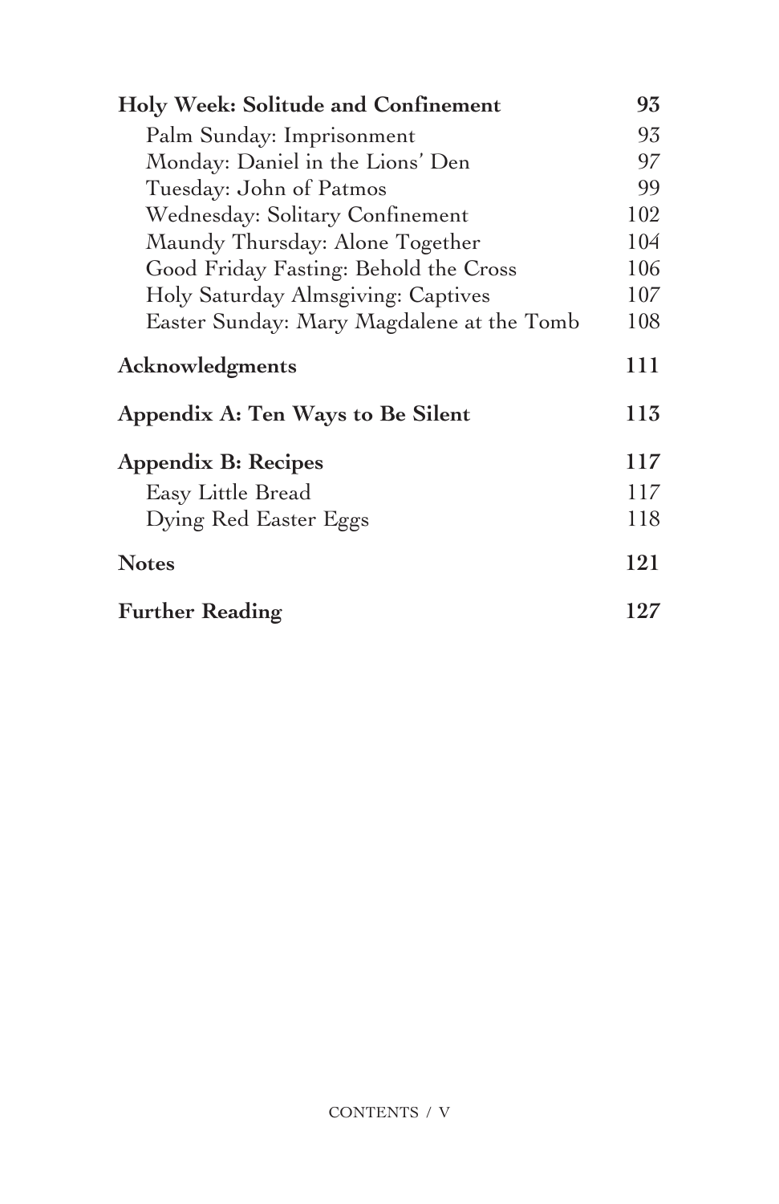| | |
|---|---|
| **Holy Week: Solitude and Confinement** | **93** |
| Palm Sunday: Imprisonment | 93 |
| Monday: Daniel in the Lions' Den | 97 |
| Tuesday: John of Patmos | 99 |
| Wednesday: Solitary Confinement | 102 |
| Maundy Thursday: Alone Together | 104 |
| Good Friday Fasting: Behold the Cross | 106 |
| Holy Saturday Almsgiving: Captives | 107 |
| Easter Sunday: Mary Magdalene at the Tomb | 108 |
| **Acknowledgments** | **111** |
| **Appendix A: Ten Ways to Be Silent** | **113** |
| **Appendix B: Recipes** | **117** |
| Easy Little Bread | 117 |
| Dying Red Easter Eggs | 118 |
| **Notes** | **121** |
| **Further Reading** | **127** |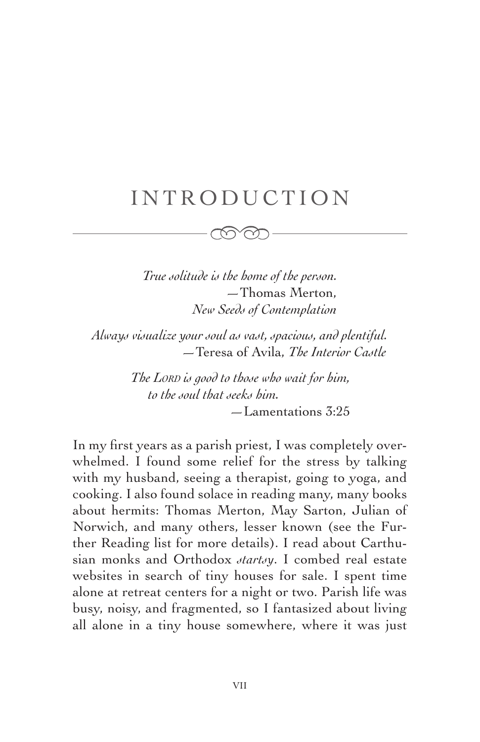# INTRODUCTION

*True solitude is the home of the person.*
—Thomas Merton, *New Seeds of Contemplation*

*Always visualize your soul as vast, spacious, and plentiful.*
—Teresa of Avila, *The Interior Castle*

*The LORD is good to those who wait for him,*
*to the soul that seeks him.*
—Lamentations 3:25

In my first years as a parish priest, I was completely overwhelmed. I found some relief for the stress by talking with my husband, seeing a therapist, going to yoga, and cooking. I also found solace in reading many, many books about hermits: Thomas Merton, May Sarton, Julian of Norwich, and many others, lesser known (see the Further Reading list for more details). I read about Carthusian monks and Orthodox *startsy*. I combed real estate websites in search of tiny houses for sale. I spent time alone at retreat centers for a night or two. Parish life was busy, noisy, and fragmented, so I fantasized about living all alone in a tiny house somewhere, where it was just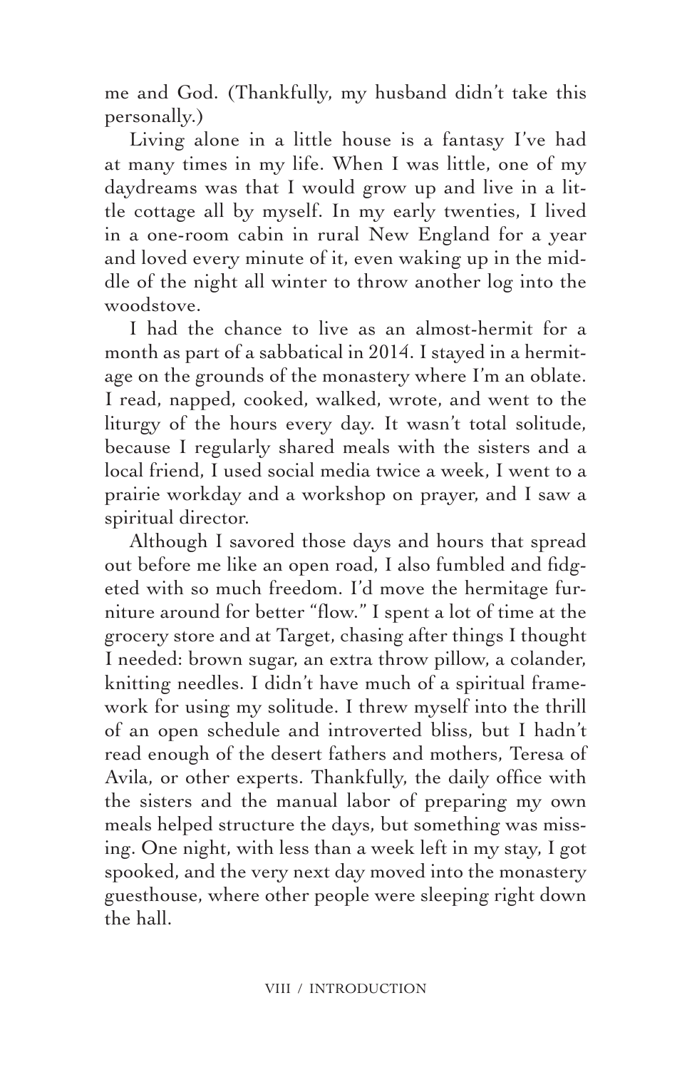me and God. (Thankfully, my husband didn't take this personally.)

Living alone in a little house is a fantasy I've had at many times in my life. When I was little, one of my daydreams was that I would grow up and live in a little cottage all by myself. In my early twenties, I lived in a one-room cabin in rural New England for a year and loved every minute of it, even waking up in the middle of the night all winter to throw another log into the woodstove.

I had the chance to live as an almost-hermit for a month as part of a sabbatical in 2014. I stayed in a hermitage on the grounds of the monastery where I'm an oblate. I read, napped, cooked, walked, wrote, and went to the liturgy of the hours every day. It wasn't total solitude, because I regularly shared meals with the sisters and a local friend, I used social media twice a week, I went to a prairie workday and a workshop on prayer, and I saw a spiritual director.

Although I savored those days and hours that spread out before me like an open road, I also fumbled and fidgeted with so much freedom. I'd move the hermitage furniture around for better "flow." I spent a lot of time at the grocery store and at Target, chasing after things I thought I needed: brown sugar, an extra throw pillow, a colander, knitting needles. I didn't have much of a spiritual framework for using my solitude. I threw myself into the thrill of an open schedule and introverted bliss, but I hadn't read enough of the desert fathers and mothers, Teresa of Avila, or other experts. Thankfully, the daily office with the sisters and the manual labor of preparing my own meals helped structure the days, but something was missing. One night, with less than a week left in my stay, I got spooked, and the very next day moved into the monastery guesthouse, where other people were sleeping right down the hall.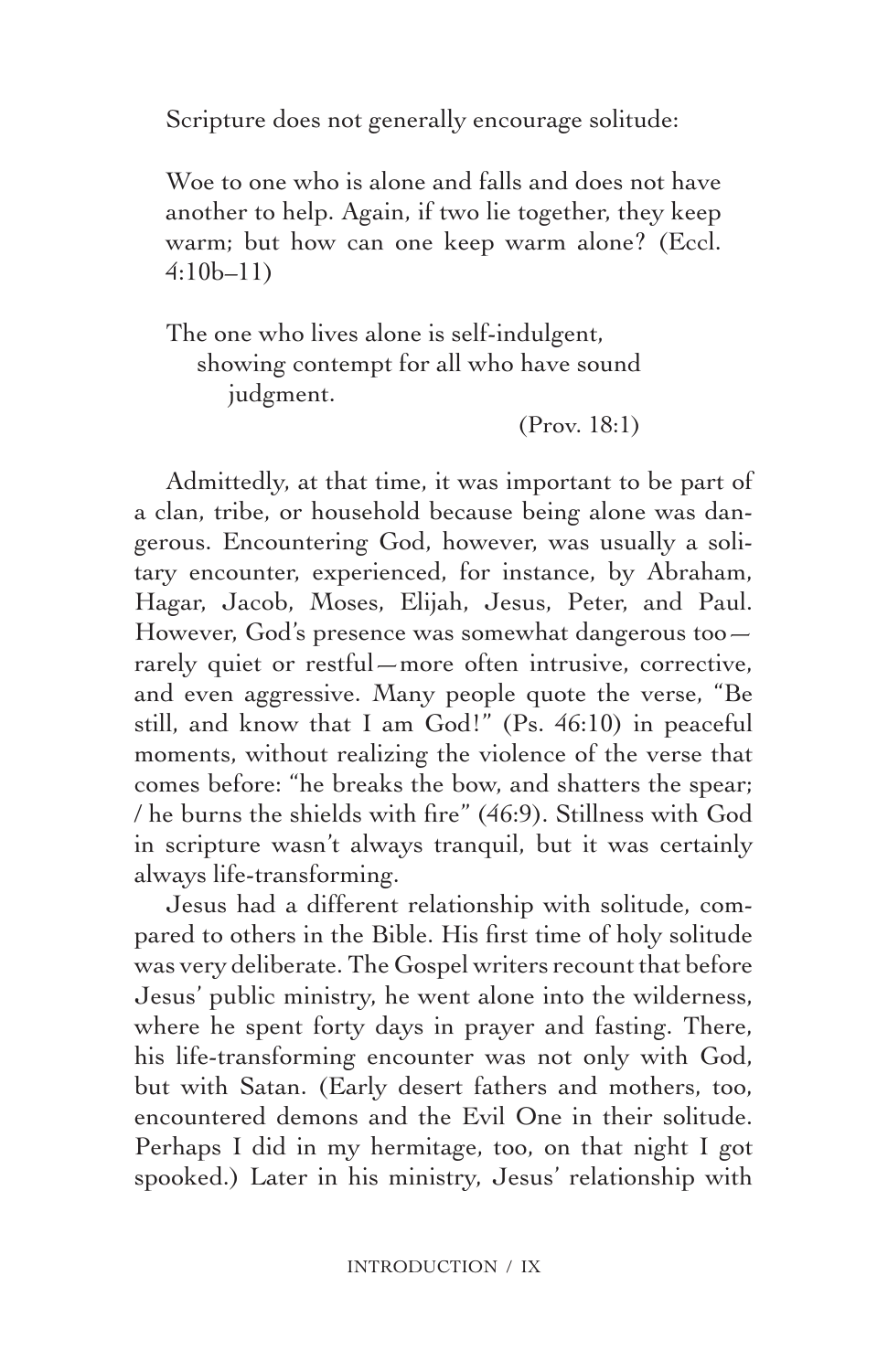Scripture does not generally encourage solitude:

> Woe to one who is alone and falls and does not have another to help. Again, if two lie together, they keep warm; but how can one keep warm alone? (Eccl. 4:10b–11)

> The one who lives alone is self-indulgent,
> showing contempt for all who have sound judgment.
> (Prov. 18:1)

Admittedly, at that time, it was important to be part of a clan, tribe, or household because being alone was dangerous. Encountering God, however, was usually a solitary encounter, experienced, for instance, by Abraham, Hagar, Jacob, Moses, Elijah, Jesus, Peter, and Paul. However, God's presence was somewhat dangerous too—rarely quiet or restful—more often intrusive, corrective, and even aggressive. Many people quote the verse, "Be still, and know that I am God!" (Ps. 46:10) in peaceful moments, without realizing the violence of the verse that comes before: "he breaks the bow, and shatters the spear; / he burns the shields with fire" (46:9). Stillness with God in scripture wasn't always tranquil, but it was certainly always life-transforming.

Jesus had a different relationship with solitude, compared to others in the Bible. His first time of holy solitude was very deliberate. The Gospel writers recount that before Jesus' public ministry, he went alone into the wilderness, where he spent forty days in prayer and fasting. There, his life-transforming encounter was not only with God, but with Satan. (Early desert fathers and mothers, too, encountered demons and the Evil One in their solitude. Perhaps I did in my hermitage, too, on that night I got spooked.) Later in his ministry, Jesus' relationship with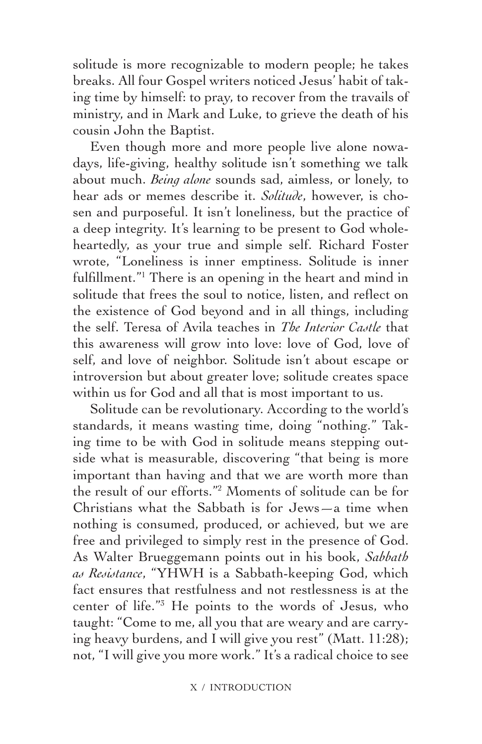solitude is more recognizable to modern people; he takes breaks. All four Gospel writers noticed Jesus' habit of taking time by himself: to pray, to recover from the travails of ministry, and in Mark and Luke, to grieve the death of his cousin John the Baptist.

Even though more and more people live alone nowadays, life-giving, healthy solitude isn't something we talk about much. *Being alone* sounds sad, aimless, or lonely, to hear ads or memes describe it. *Solitude*, however, is chosen and purposeful. It isn't loneliness, but the practice of a deep integrity. It's learning to be present to God wholeheartedly, as your true and simple self. Richard Foster wrote, "Loneliness is inner emptiness. Solitude is inner fulfillment."[1] There is an opening in the heart and mind in solitude that frees the soul to notice, listen, and reflect on the existence of God beyond and in all things, including the self. Teresa of Avila teaches in *The Interior Castle* that this awareness will grow into love: love of God, love of self, and love of neighbor. Solitude isn't about escape or introversion but about greater love; solitude creates space within us for God and all that is most important to us.

Solitude can be revolutionary. According to the world's standards, it means wasting time, doing "nothing." Taking time to be with God in solitude means stepping outside what is measurable, discovering "that being is more important than having and that we are worth more than the result of our efforts."[2] Moments of solitude can be for Christians what the Sabbath is for Jews—a time when nothing is consumed, produced, or achieved, but we are free and privileged to simply rest in the presence of God. As Walter Brueggemann points out in his book, *Sabbath as Resistance*, "YHWH is a Sabbath-keeping God, which fact ensures that restfulness and not restlessness is at the center of life."[3] He points to the words of Jesus, who taught: "Come to me, all you that are weary and are carrying heavy burdens, and I will give you rest" (Matt. 11:28); not, "I will give you more work." It's a radical choice to see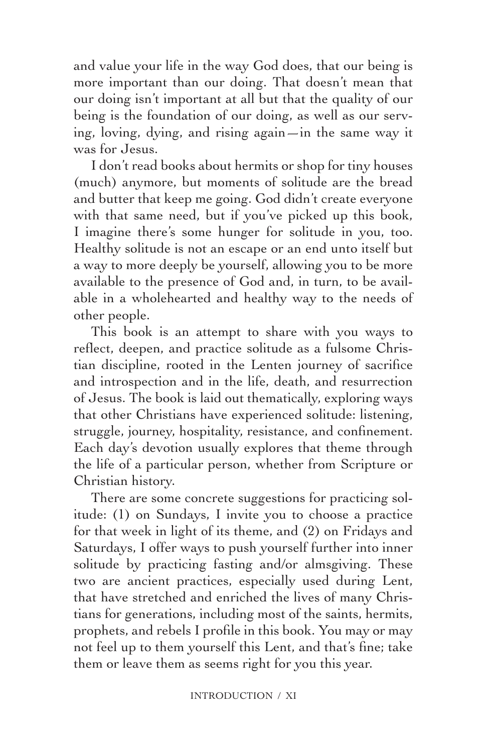and value your life in the way God does, that our being is more important than our doing. That doesn't mean that our doing isn't important at all but that the quality of our being is the foundation of our doing, as well as our serving, loving, dying, and rising again—in the same way it was for Jesus.

I don't read books about hermits or shop for tiny houses (much) anymore, but moments of solitude are the bread and butter that keep me going. God didn't create everyone with that same need, but if you've picked up this book, I imagine there's some hunger for solitude in you, too. Healthy solitude is not an escape or an end unto itself but a way to more deeply be yourself, allowing you to be more available to the presence of God and, in turn, to be available in a wholehearted and healthy way to the needs of other people.

This book is an attempt to share with you ways to reflect, deepen, and practice solitude as a fulsome Christian discipline, rooted in the Lenten journey of sacrifice and introspection and in the life, death, and resurrection of Jesus. The book is laid out thematically, exploring ways that other Christians have experienced solitude: listening, struggle, journey, hospitality, resistance, and confinement. Each day's devotion usually explores that theme through the life of a particular person, whether from Scripture or Christian history.

There are some concrete suggestions for practicing solitude: (1) on Sundays, I invite you to choose a practice for that week in light of its theme, and (2) on Fridays and Saturdays, I offer ways to push yourself further into inner solitude by practicing fasting and/or almsgiving. These two are ancient practices, especially used during Lent, that have stretched and enriched the lives of many Christians for generations, including most of the saints, hermits, prophets, and rebels I profile in this book. You may or may not feel up to them yourself this Lent, and that's fine; take them or leave them as seems right for you this year.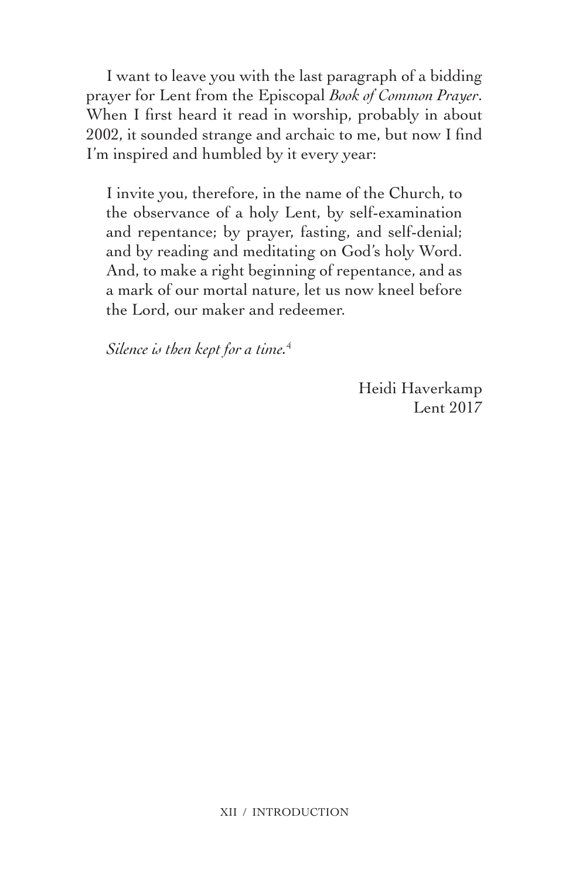I want to leave you with the last paragraph of a bidding prayer for Lent from the Episcopal *Book of Common Prayer*. When I first heard it read in worship, probably in about 2002, it sounded strange and archaic to me, but now I find I'm inspired and humbled by it every year:

> I invite you, therefore, in the name of the Church, to the observance of a holy Lent, by self-examination and repentance; by prayer, fasting, and self-denial; and by reading and meditating on God's holy Word. And, to make a right beginning of repentance, and as a mark of our mortal nature, let us now kneel before the Lord, our maker and redeemer.
>
> *Silence is then kept for a time.*[4]

Heidi Haverkamp
Lent 2017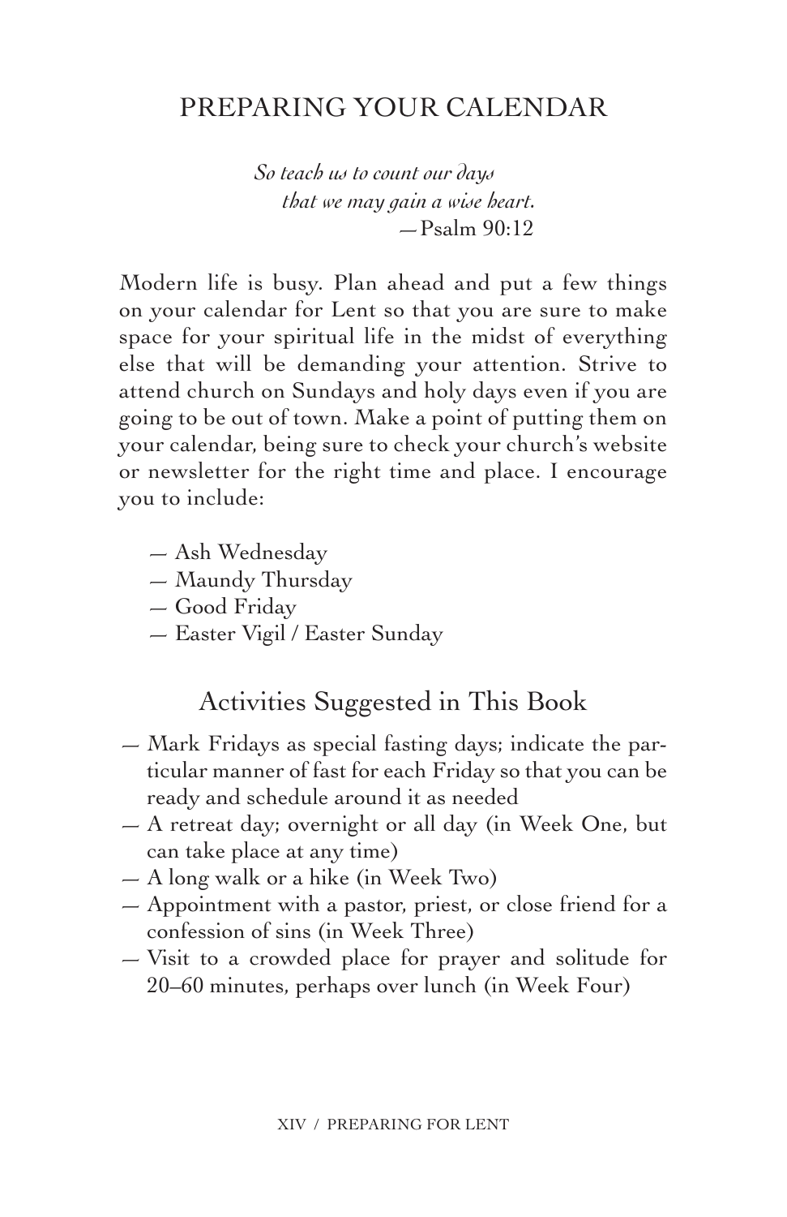# PREPARING YOUR CALENDAR

*So teach us to count our days*
*that we may gain a wise heart.*
—Psalm 90:12

Modern life is busy. Plan ahead and put a few things on your calendar for Lent so that you are sure to make space for your spiritual life in the midst of everything else that will be demanding your attention. Strive to attend church on Sundays and holy days even if you are going to be out of town. Make a point of putting them on your calendar, being sure to check your church's website or newsletter for the right time and place. I encourage you to include:

- Ash Wednesday
- Maundy Thursday
- Good Friday
- Easter Vigil / Easter Sunday

## Activities Suggested in This Book

- Mark Fridays as special fasting days; indicate the particular manner of fast for each Friday so that you can be ready and schedule around it as needed
- A retreat day; overnight or all day (in Week One, but can take place at any time)
- A long walk or a hike (in Week Two)
- Appointment with a pastor, priest, or close friend for a confession of sins (in Week Three)
- Visit to a crowded place for prayer and solitude for 20–60 minutes, perhaps over lunch (in Week Four)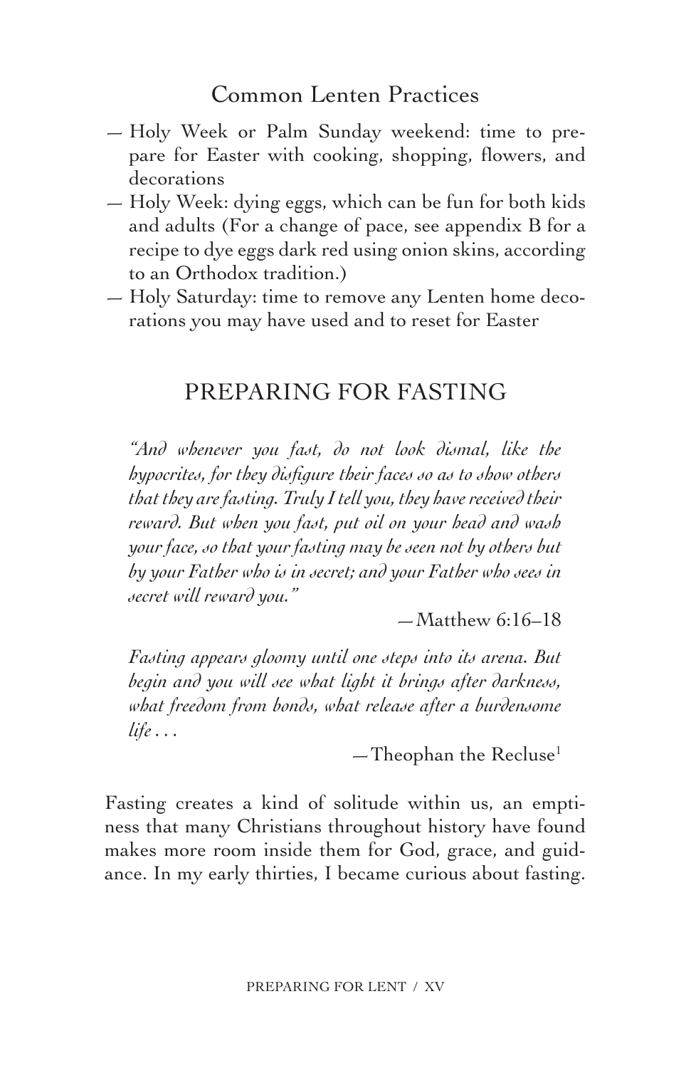## Common Lenten Practices

- Holy Week or Palm Sunday weekend: time to prepare for Easter with cooking, shopping, flowers, and decorations
- Holy Week: dying eggs, which can be fun for both kids and adults (For a change of pace, see appendix B for a recipe to dye eggs dark red using onion skins, according to an Orthodox tradition.)
- Holy Saturday: time to remove any Lenten home decorations you may have used and to reset for Easter

## PREPARING FOR FASTING

> *"And whenever you fast, do not look dismal, like the hypocrites, for they disfigure their faces so as to show others that they are fasting. Truly I tell you, they have received their reward. But when you fast, put oil on your head and wash your face, so that your fasting may be seen not by others but by your Father who is in secret; and your Father who sees in secret will reward you."*
>
> —Matthew 6:16–18

> *Fasting appears gloomy until one steps into its arena. But begin and you will see what light it brings after darkness, what freedom from bonds, what release after a burdensome life . . .*
>
> —Theophan the Recluse[1]

Fasting creates a kind of solitude within us, an emptiness that many Christians throughout history have found makes more room inside them for God, grace, and guidance. In my early thirties, I became curious about fasting.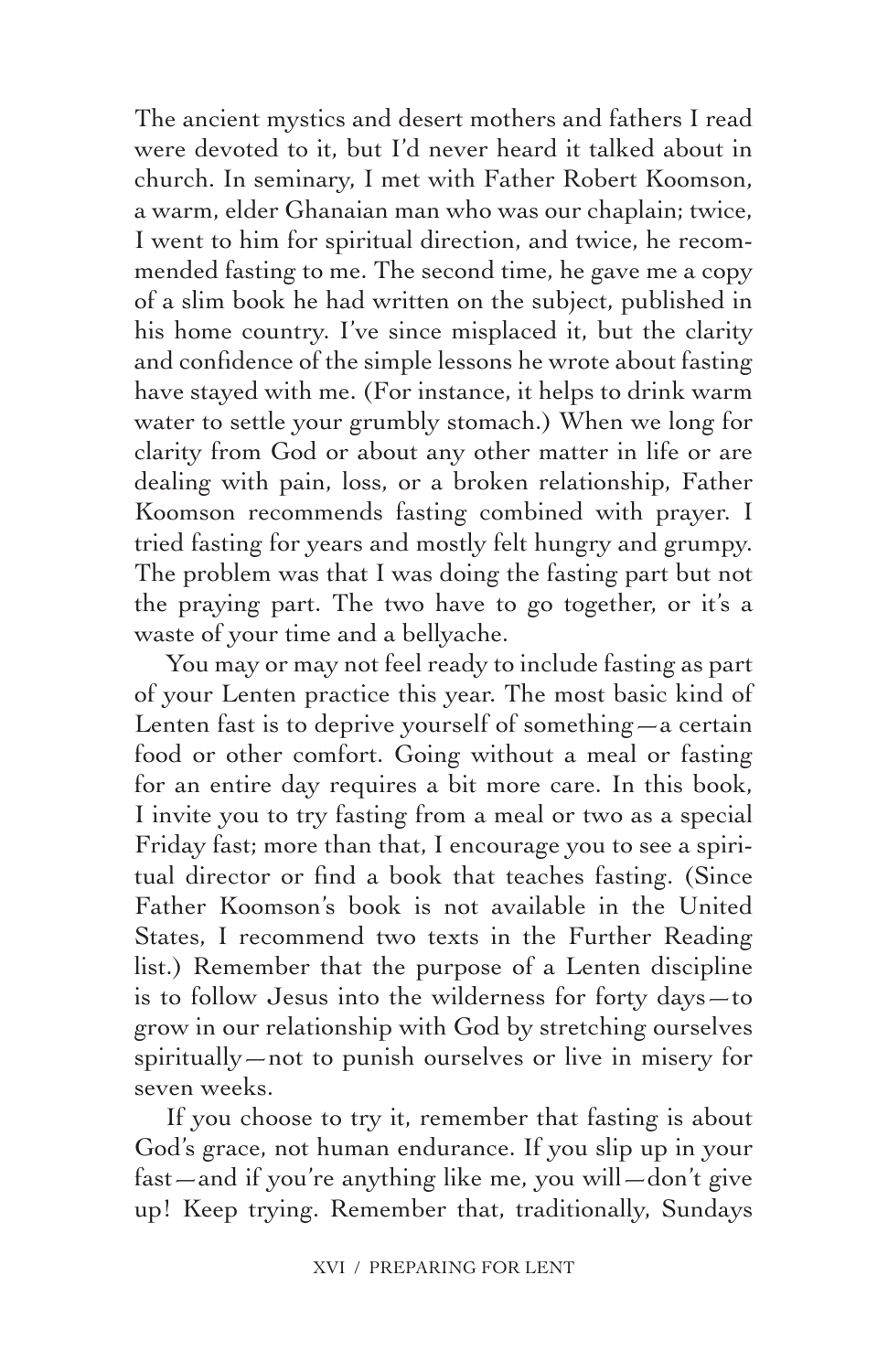The ancient mystics and desert mothers and fathers I read were devoted to it, but I'd never heard it talked about in church. In seminary, I met with Father Robert Koomson, a warm, elder Ghanaian man who was our chaplain; twice, I went to him for spiritual direction, and twice, he recommended fasting to me. The second time, he gave me a copy of a slim book he had written on the subject, published in his home country. I've since misplaced it, but the clarity and confidence of the simple lessons he wrote about fasting have stayed with me. (For instance, it helps to drink warm water to settle your grumbly stomach.) When we long for clarity from God or about any other matter in life or are dealing with pain, loss, or a broken relationship, Father Koomson recommends fasting combined with prayer. I tried fasting for years and mostly felt hungry and grumpy. The problem was that I was doing the fasting part but not the praying part. The two have to go together, or it's a waste of your time and a bellyache.

You may or may not feel ready to include fasting as part of your Lenten practice this year. The most basic kind of Lenten fast is to deprive yourself of something—a certain food or other comfort. Going without a meal or fasting for an entire day requires a bit more care. In this book, I invite you to try fasting from a meal or two as a special Friday fast; more than that, I encourage you to see a spiritual director or find a book that teaches fasting. (Since Father Koomson's book is not available in the United States, I recommend two texts in the Further Reading list.) Remember that the purpose of a Lenten discipline is to follow Jesus into the wilderness for forty days—to grow in our relationship with God by stretching ourselves spiritually—not to punish ourselves or live in misery for seven weeks.

If you choose to try it, remember that fasting is about God's grace, not human endurance. If you slip up in your fast—and if you're anything like me, you will—don't give up! Keep trying. Remember that, traditionally, Sundays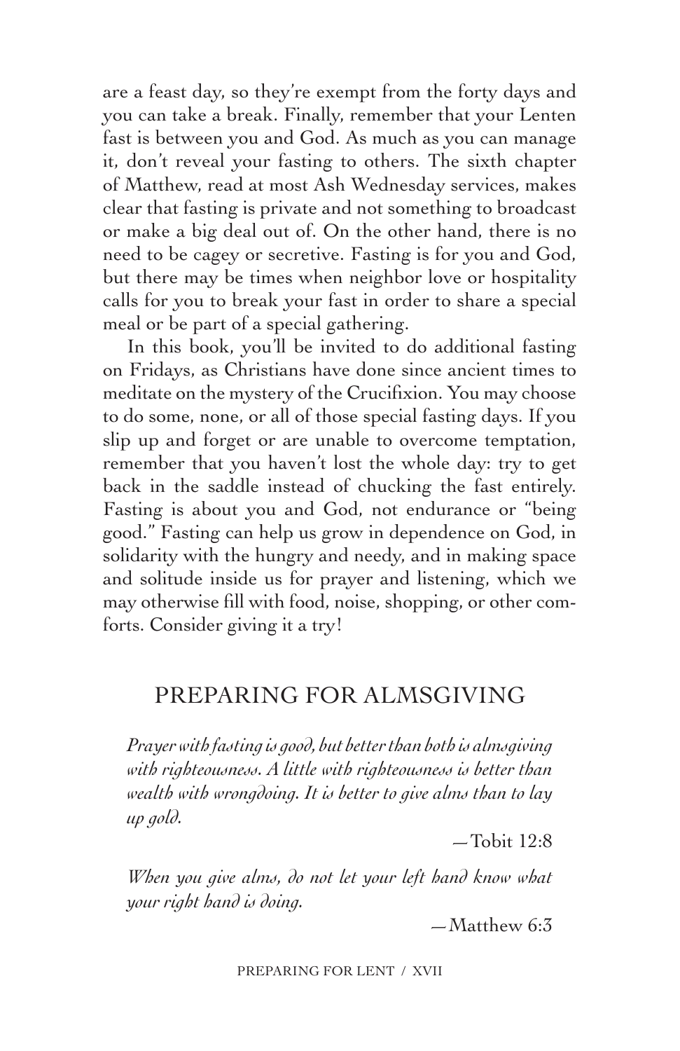are a feast day, so they're exempt from the forty days and you can take a break. Finally, remember that your Lenten fast is between you and God. As much as you can manage it, don't reveal your fasting to others. The sixth chapter of Matthew, read at most Ash Wednesday services, makes clear that fasting is private and not something to broadcast or make a big deal out of. On the other hand, there is no need to be cagey or secretive. Fasting is for you and God, but there may be times when neighbor love or hospitality calls for you to break your fast in order to share a special meal or be part of a special gathering.

In this book, you'll be invited to do additional fasting on Fridays, as Christians have done since ancient times to meditate on the mystery of the Crucifixion. You may choose to do some, none, or all of those special fasting days. If you slip up and forget or are unable to overcome temptation, remember that you haven't lost the whole day: try to get back in the saddle instead of chucking the fast entirely. Fasting is about you and God, not endurance or "being good." Fasting can help us grow in dependence on God, in solidarity with the hungry and needy, and in making space and solitude inside us for prayer and listening, which we may otherwise fill with food, noise, shopping, or other comforts. Consider giving it a try!

## PREPARING FOR ALMSGIVING

*Prayer with fasting is good, but better than both is almsgiving with righteousness. A little with righteousness is better than wealth with wrongdoing. It is better to give alms than to lay up gold.*

—Tobit 12:8

*When you give alms, do not let your left hand know what your right hand is doing.*

—Matthew 6:3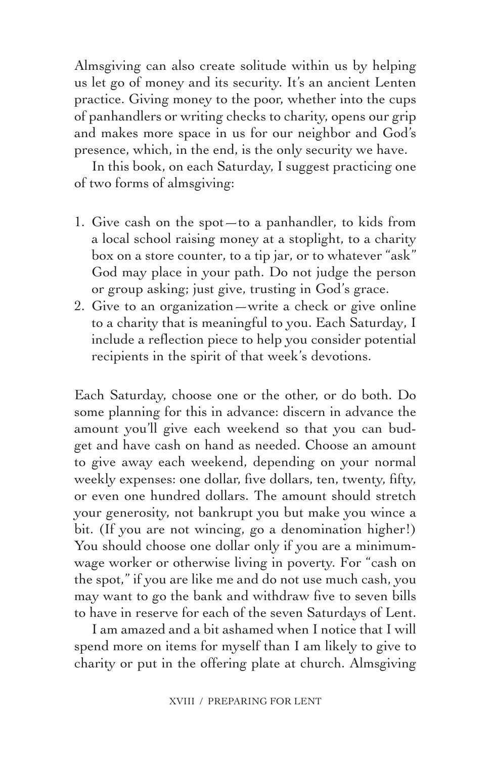Almsgiving can also create solitude within us by helping us let go of money and its security. It's an ancient Lenten practice. Giving money to the poor, whether into the cups of panhandlers or writing checks to charity, opens our grip and makes more space in us for our neighbor and God's presence, which, in the end, is the only security we have.

In this book, on each Saturday, I suggest practicing one of two forms of almsgiving:

1. Give cash on the spot—to a panhandler, to kids from a local school raising money at a stoplight, to a charity box on a store counter, to a tip jar, or to whatever "ask" God may place in your path. Do not judge the person or group asking; just give, trusting in God's grace.
2. Give to an organization—write a check or give online to a charity that is meaningful to you. Each Saturday, I include a reflection piece to help you consider potential recipients in the spirit of that week's devotions.

Each Saturday, choose one or the other, or do both. Do some planning for this in advance: discern in advance the amount you'll give each weekend so that you can budget and have cash on hand as needed. Choose an amount to give away each weekend, depending on your normal weekly expenses: one dollar, five dollars, ten, twenty, fifty, or even one hundred dollars. The amount should stretch your generosity, not bankrupt you but make you wince a bit. (If you are not wincing, go a denomination higher!) You should choose one dollar only if you are a minimum-wage worker or otherwise living in poverty. For "cash on the spot," if you are like me and do not use much cash, you may want to go the bank and withdraw five to seven bills to have in reserve for each of the seven Saturdays of Lent.

I am amazed and a bit ashamed when I notice that I will spend more on items for myself than I am likely to give to charity or put in the offering plate at church. Almsgiving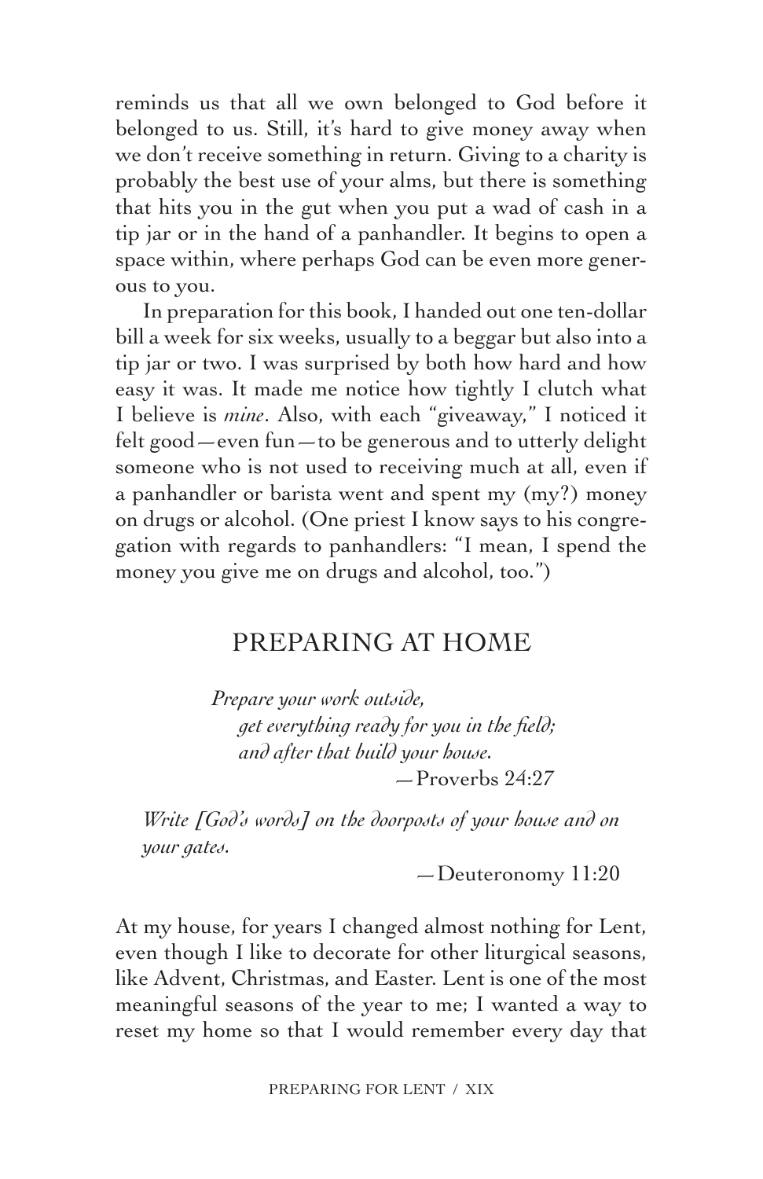reminds us that all we own belonged to God before it belonged to us. Still, it's hard to give money away when we don't receive something in return. Giving to a charity is probably the best use of your alms, but there is something that hits you in the gut when you put a wad of cash in a tip jar or in the hand of a panhandler. It begins to open a space within, where perhaps God can be even more generous to you.

In preparation for this book, I handed out one ten-dollar bill a week for six weeks, usually to a beggar but also into a tip jar or two. I was surprised by both how hard and how easy it was. It made me notice how tightly I clutch what I believe is *mine*. Also, with each "giveaway," I noticed it felt good—even fun—to be generous and to utterly delight someone who is not used to receiving much at all, even if a panhandler or barista went and spent my (my?) money on drugs or alcohol. (One priest I know says to his congregation with regards to panhandlers: "I mean, I spend the money you give me on drugs and alcohol, too.")

## PREPARING AT HOME

*Prepare your work outside,*
*get everything ready for you in the field;*
*and after that build your house.*
—Proverbs 24:27

*Write [God's words] on the doorposts of your house and on your gates.*
—Deuteronomy 11:20

At my house, for years I changed almost nothing for Lent, even though I like to decorate for other liturgical seasons, like Advent, Christmas, and Easter. Lent is one of the most meaningful seasons of the year to me; I wanted a way to reset my home so that I would remember every day that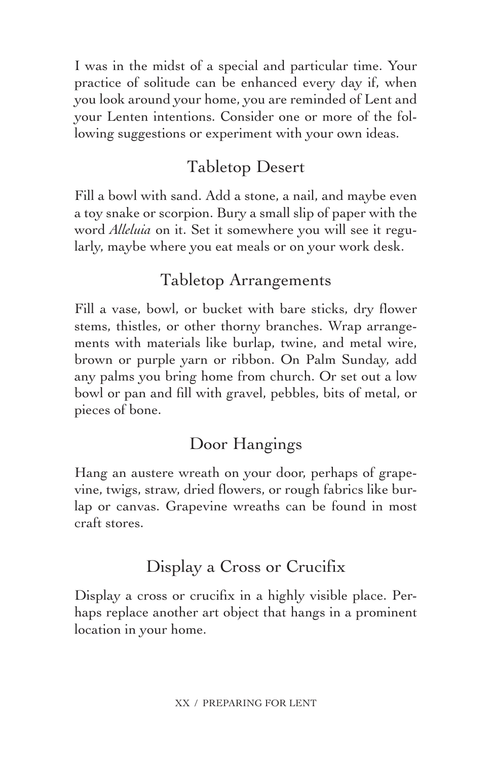I was in the midst of a special and particular time. Your practice of solitude can be enhanced every day if, when you look around your home, you are reminded of Lent and your Lenten intentions. Consider one or more of the following suggestions or experiment with your own ideas.

## Tabletop Desert

Fill a bowl with sand. Add a stone, a nail, and maybe even a toy snake or scorpion. Bury a small slip of paper with the word *Alleluia* on it. Set it somewhere you will see it regularly, maybe where you eat meals or on your work desk.

## Tabletop Arrangements

Fill a vase, bowl, or bucket with bare sticks, dry flower stems, thistles, or other thorny branches. Wrap arrangements with materials like burlap, twine, and metal wire, brown or purple yarn or ribbon. On Palm Sunday, add any palms you bring home from church. Or set out a low bowl or pan and fill with gravel, pebbles, bits of metal, or pieces of bone.

## Door Hangings

Hang an austere wreath on your door, perhaps of grapevine, twigs, straw, dried flowers, or rough fabrics like burlap or canvas. Grapevine wreaths can be found in most craft stores.

## Display a Cross or Crucifix

Display a cross or crucifix in a highly visible place. Perhaps replace another art object that hangs in a prominent location in your home.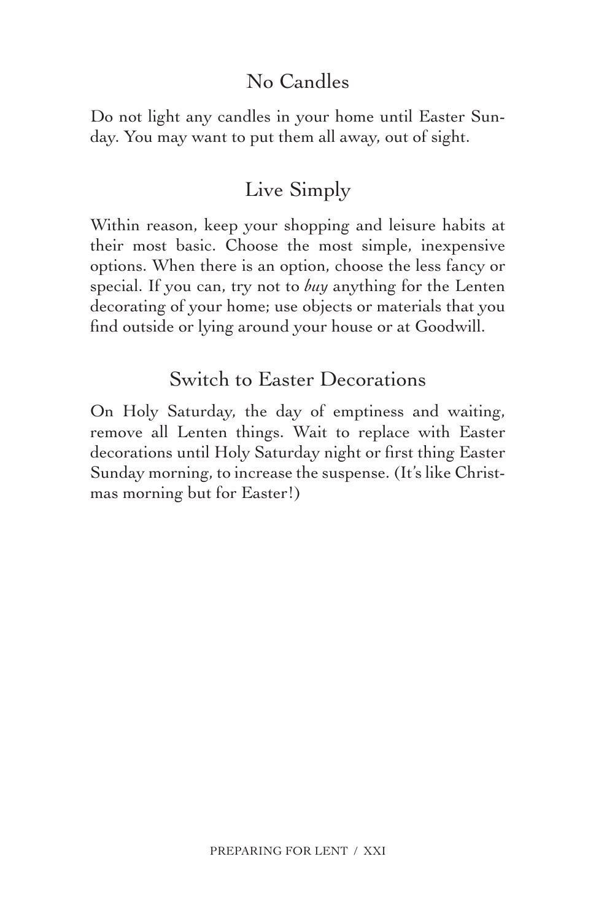## No Candles

Do not light any candles in your home until Easter Sunday. You may want to put them all away, out of sight.

## Live Simply

Within reason, keep your shopping and leisure habits at their most basic. Choose the most simple, inexpensive options. When there is an option, choose the less fancy or special. If you can, try not to *buy* anything for the Lenten decorating of your home; use objects or materials that you find outside or lying around your house or at Goodwill.

## Switch to Easter Decorations

On Holy Saturday, the day of emptiness and waiting, remove all Lenten things. Wait to replace with Easter decorations until Holy Saturday night or first thing Easter Sunday morning, to increase the suspense. (It's like Christmas morning but for Easter!)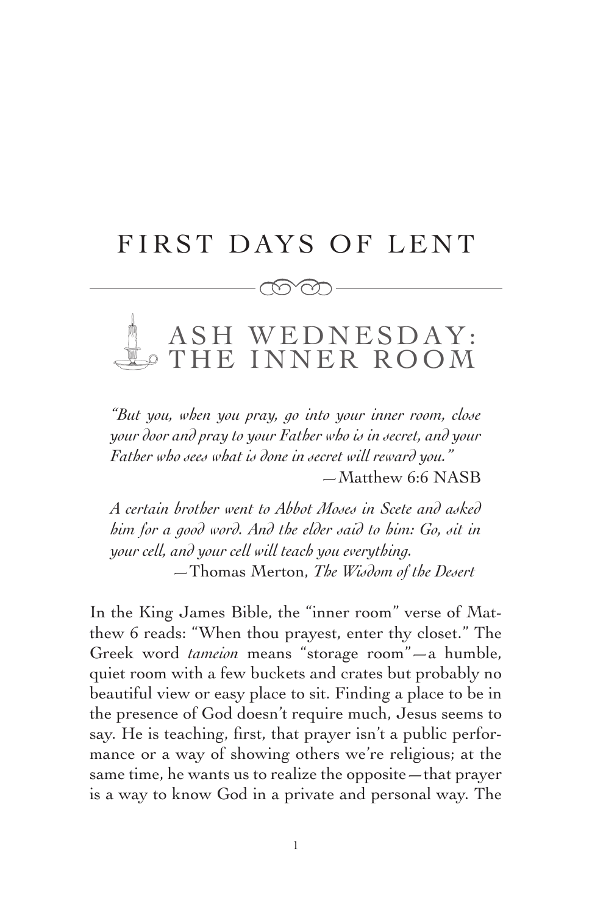# FIRST DAYS OF LENT

## ASH WEDNESDAY: THE INNER ROOM

> *"But you, when you pray, go into your inner room, close your door and pray to your Father who is in secret, and your Father who sees what is done in secret will reward you."*
>
> —Matthew 6:6 NASB

> *A certain brother went to Abbot Moses in Scete and asked him for a good word. And the elder said to him: Go, sit in your cell, and your cell will teach you everything.*
>
> —Thomas Merton, *The Wisdom of the Desert*

In the King James Bible, the "inner room" verse of Matthew 6 reads: "When thou prayest, enter thy closet." The Greek word *tameion* means "storage room"—a humble, quiet room with a few buckets and crates but probably no beautiful view or easy place to sit. Finding a place to be in the presence of God doesn't require much, Jesus seems to say. He is teaching, first, that prayer isn't a public performance or a way of showing others we're religious; at the same time, he wants us to realize the opposite—that prayer is a way to know God in a private and personal way. The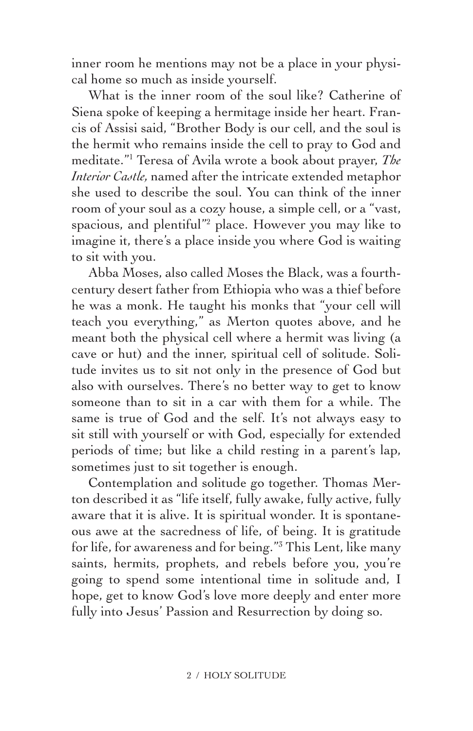inner room he mentions may not be a place in your physical home so much as inside yourself.

What is the inner room of the soul like? Catherine of Siena spoke of keeping a hermitage inside her heart. Francis of Assisi said, "Brother Body is our cell, and the soul is the hermit who remains inside the cell to pray to God and meditate."[1] Teresa of Avila wrote a book about prayer, *The Interior Castle,* named after the intricate extended metaphor she used to describe the soul. You can think of the inner room of your soul as a cozy house, a simple cell, or a "vast, spacious, and plentiful"[2] place. However you may like to imagine it, there's a place inside you where God is waiting to sit with you.

Abba Moses, also called Moses the Black, was a fourth-century desert father from Ethiopia who was a thief before he was a monk. He taught his monks that "your cell will teach you everything," as Merton quotes above, and he meant both the physical cell where a hermit was living (a cave or hut) and the inner, spiritual cell of solitude. Solitude invites us to sit not only in the presence of God but also with ourselves. There's no better way to get to know someone than to sit in a car with them for a while. The same is true of God and the self. It's not always easy to sit still with yourself or with God, especially for extended periods of time; but like a child resting in a parent's lap, sometimes just to sit together is enough.

Contemplation and solitude go together. Thomas Merton described it as "life itself, fully awake, fully active, fully aware that it is alive. It is spiritual wonder. It is spontaneous awe at the sacredness of life, of being. It is gratitude for life, for awareness and for being."[3] This Lent, like many saints, hermits, prophets, and rebels before you, you're going to spend some intentional time in solitude and, I hope, get to know God's love more deeply and enter more fully into Jesus' Passion and Resurrection by doing so.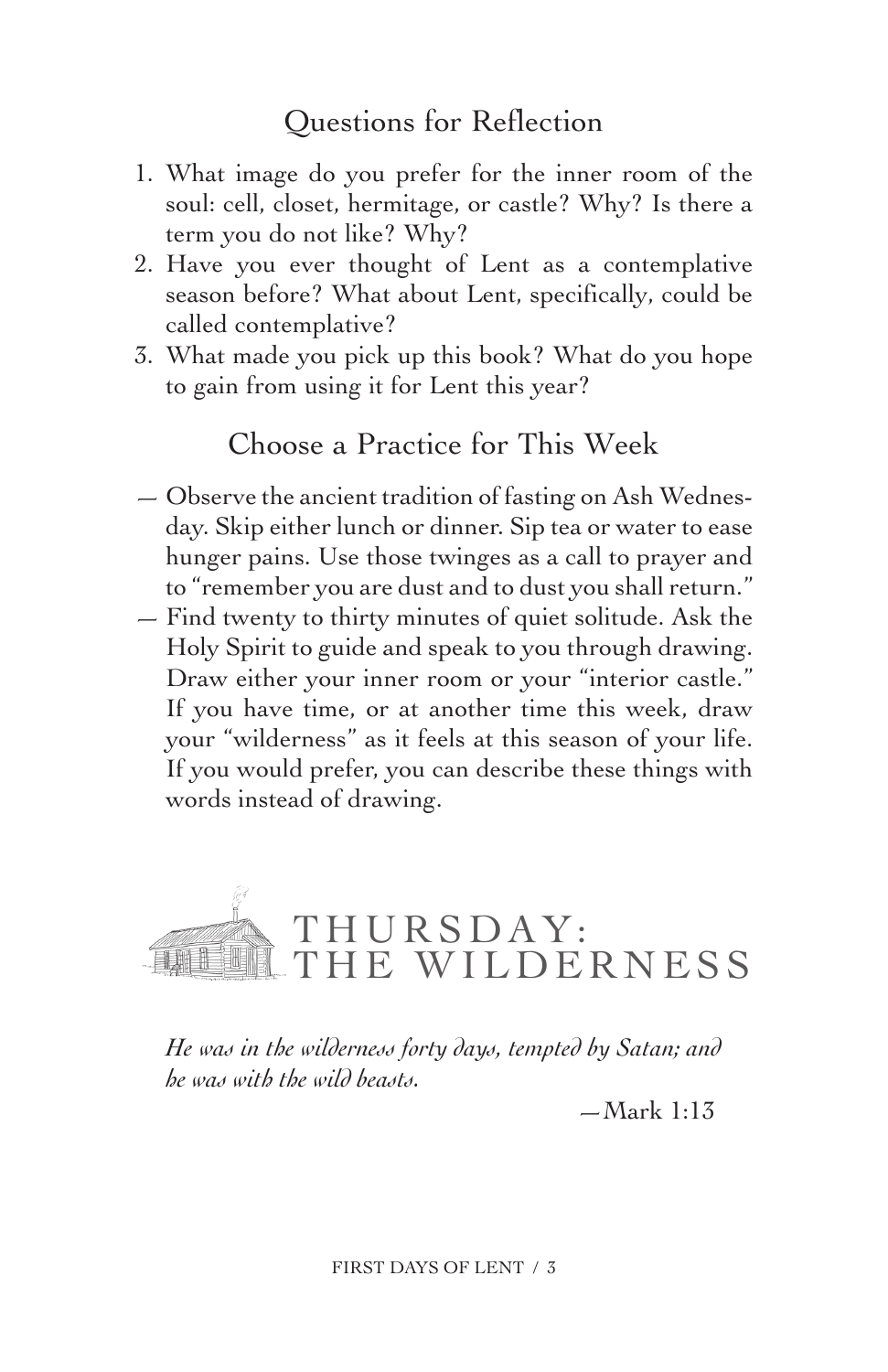## Questions for Reflection

1. What image do you prefer for the inner room of the soul: cell, closet, hermitage, or castle? Why? Is there a term you do not like? Why?
2. Have you ever thought of Lent as a contemplative season before? What about Lent, specifically, could be called contemplative?
3. What made you pick up this book? What do you hope to gain from using it for Lent this year?

## Choose a Practice for This Week

— Observe the ancient tradition of fasting on Ash Wednesday. Skip either lunch or dinner. Sip tea or water to ease hunger pains. Use those twinges as a call to prayer and to "remember you are dust and to dust you shall return."

— Find twenty to thirty minutes of quiet solitude. Ask the Holy Spirit to guide and speak to you through drawing. Draw either your inner room or your "interior castle." If you have time, or at another time this week, draw your "wilderness" as it feels at this season of your life. If you would prefer, you can describe these things with words instead of drawing.

# THURSDAY: THE WILDERNESS

*He was in the wilderness forty days, tempted by Satan; and he was with the wild beasts.*

—Mark 1:13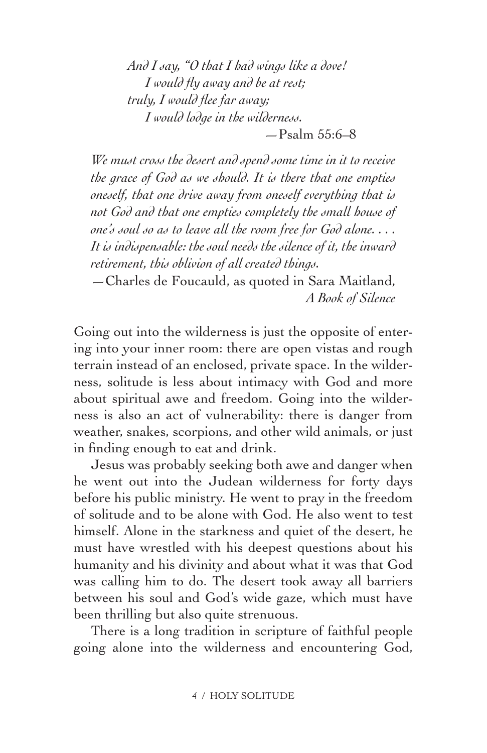*And I say, "O that I had wings like a dove!*
*I would fly away and be at rest;*
*truly, I would flee far away;*
*I would lodge in the wilderness.*

—Psalm 55:6–8

*We must cross the desert and spend some time in it to receive the grace of God as we should. It is there that one empties oneself, that one drive away from oneself everything that is not God and that one empties completely the small house of one's soul so as to leave all the room free for God alone. . . . It is indispensable: the soul needs the silence of it, the inward retirement, this oblivion of all created things.*

—Charles de Foucauld, as quoted in Sara Maitland, *A Book of Silence*

Going out into the wilderness is just the opposite of entering into your inner room: there are open vistas and rough terrain instead of an enclosed, private space. In the wilderness, solitude is less about intimacy with God and more about spiritual awe and freedom. Going into the wilderness is also an act of vulnerability: there is danger from weather, snakes, scorpions, and other wild animals, or just in finding enough to eat and drink.

Jesus was probably seeking both awe and danger when he went out into the Judean wilderness for forty days before his public ministry. He went to pray in the freedom of solitude and to be alone with God. He also went to test himself. Alone in the starkness and quiet of the desert, he must have wrestled with his deepest questions about his humanity and his divinity and about what it was that God was calling him to do. The desert took away all barriers between his soul and God's wide gaze, which must have been thrilling but also quite strenuous.

There is a long tradition in scripture of faithful people going alone into the wilderness and encountering God,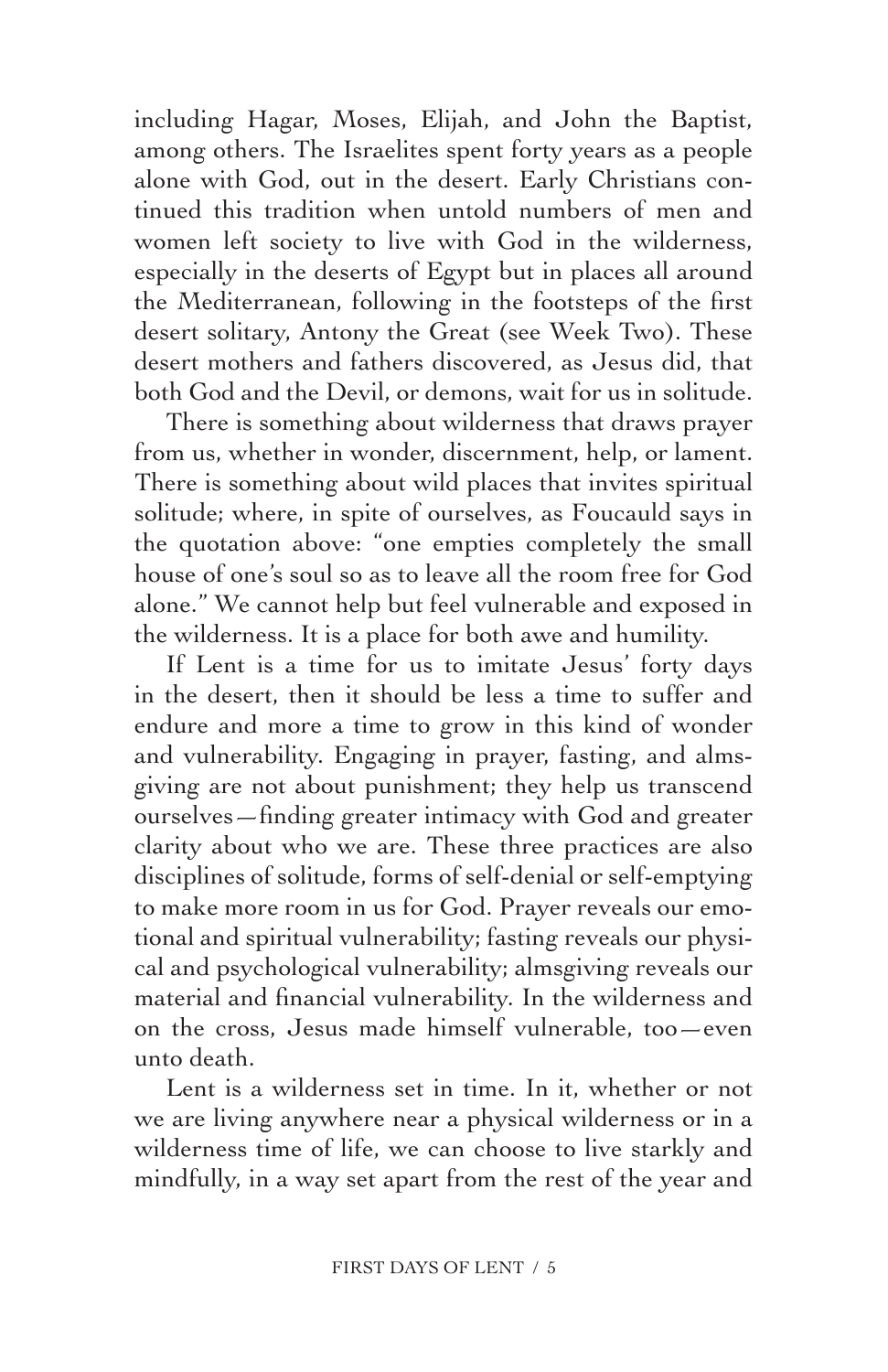including Hagar, Moses, Elijah, and John the Baptist, among others. The Israelites spent forty years as a people alone with God, out in the desert. Early Christians continued this tradition when untold numbers of men and women left society to live with God in the wilderness, especially in the deserts of Egypt but in places all around the Mediterranean, following in the footsteps of the first desert solitary, Antony the Great (see Week Two). These desert mothers and fathers discovered, as Jesus did, that both God and the Devil, or demons, wait for us in solitude.

There is something about wilderness that draws prayer from us, whether in wonder, discernment, help, or lament. There is something about wild places that invites spiritual solitude; where, in spite of ourselves, as Foucauld says in the quotation above: "one empties completely the small house of one's soul so as to leave all the room free for God alone." We cannot help but feel vulnerable and exposed in the wilderness. It is a place for both awe and humility.

If Lent is a time for us to imitate Jesus' forty days in the desert, then it should be less a time to suffer and endure and more a time to grow in this kind of wonder and vulnerability. Engaging in prayer, fasting, and almsgiving are not about punishment; they help us transcend ourselves—finding greater intimacy with God and greater clarity about who we are. These three practices are also disciplines of solitude, forms of self-denial or self-emptying to make more room in us for God. Prayer reveals our emotional and spiritual vulnerability; fasting reveals our physical and psychological vulnerability; almsgiving reveals our material and financial vulnerability. In the wilderness and on the cross, Jesus made himself vulnerable, too—even unto death.

Lent is a wilderness set in time. In it, whether or not we are living anywhere near a physical wilderness or in a wilderness time of life, we can choose to live starkly and mindfully, in a way set apart from the rest of the year and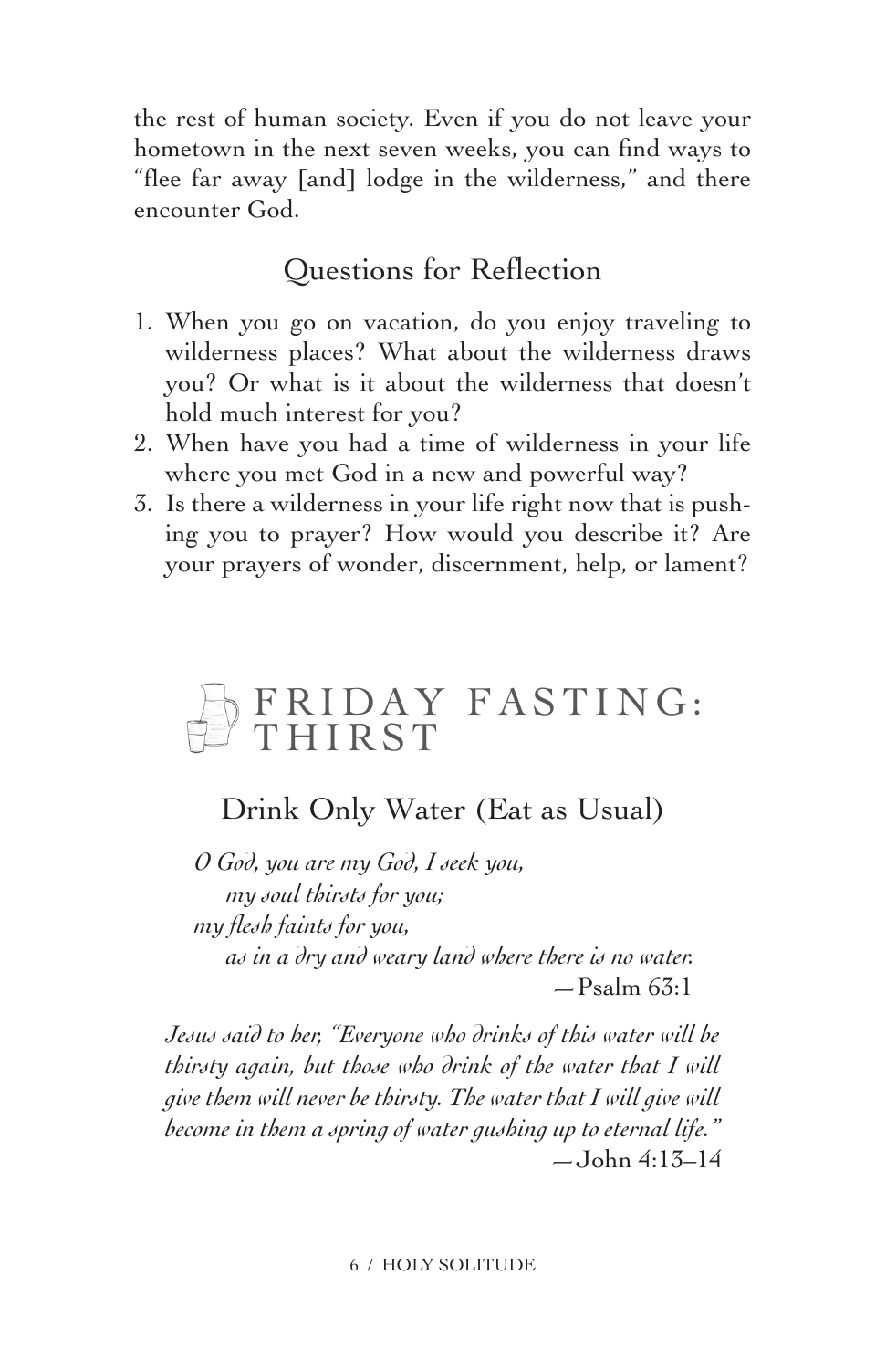the rest of human society. Even if you do not leave your hometown in the next seven weeks, you can find ways to "flee far away [and] lodge in the wilderness," and there encounter God.

## Questions for Reflection

1. When you go on vacation, do you enjoy traveling to wilderness places? What about the wilderness draws you? Or what is it about the wilderness that doesn't hold much interest for you?
2. When have you had a time of wilderness in your life where you met God in a new and powerful way?
3. Is there a wilderness in your life right now that is pushing you to prayer? How would you describe it? Are your prayers of wonder, discernment, help, or lament?

# FRIDAY FASTING: THIRST

## Drink Only Water (Eat as Usual)

*O God, you are my God, I seek you,*
*my soul thirsts for you;*
*my flesh faints for you,*
*as in a dry and weary land where there is no water.*
—Psalm 63:1

*Jesus said to her, "Everyone who drinks of this water will be thirsty again, but those who drink of the water that I will give them will never be thirsty. The water that I will give will become in them a spring of water gushing up to eternal life."*
—John 4:13–14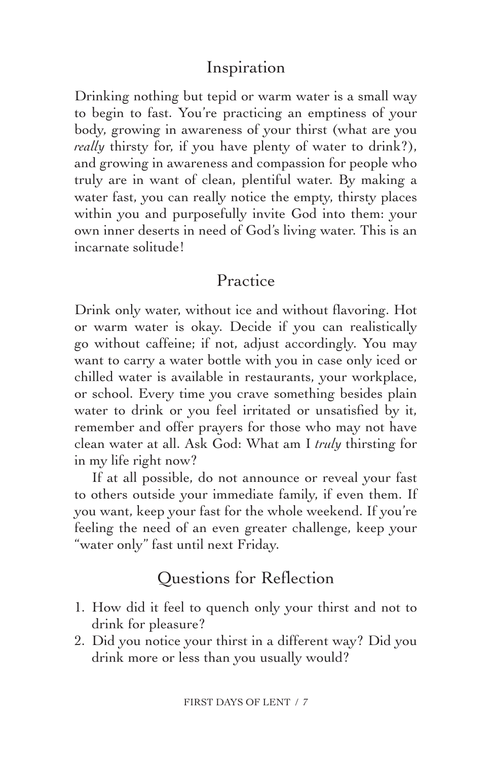## Inspiration

Drinking nothing but tepid or warm water is a small way to begin to fast. You're practicing an emptiness of your body, growing in awareness of your thirst (what are you *really* thirsty for, if you have plenty of water to drink?), and growing in awareness and compassion for people who truly are in want of clean, plentiful water. By making a water fast, you can really notice the empty, thirsty places within you and purposefully invite God into them: your own inner deserts in need of God's living water. This is an incarnate solitude!

## Practice

Drink only water, without ice and without flavoring. Hot or warm water is okay. Decide if you can realistically go without caffeine; if not, adjust accordingly. You may want to carry a water bottle with you in case only iced or chilled water is available in restaurants, your workplace, or school. Every time you crave something besides plain water to drink or you feel irritated or unsatisfied by it, remember and offer prayers for those who may not have clean water at all. Ask God: What am I *truly* thirsting for in my life right now?

If at all possible, do not announce or reveal your fast to others outside your immediate family, if even them. If you want, keep your fast for the whole weekend. If you're feeling the need of an even greater challenge, keep your "water only" fast until next Friday.

## Questions for Reflection

1. How did it feel to quench only your thirst and not to drink for pleasure?
2. Did you notice your thirst in a different way? Did you drink more or less than you usually would?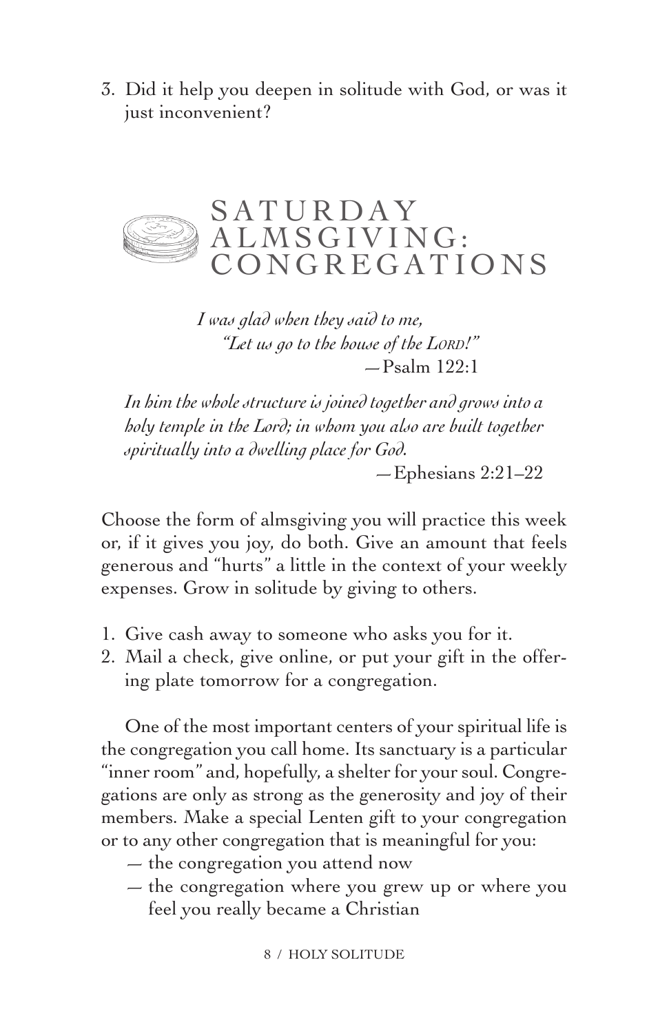3. Did it help you deepen in solitude with God, or was it just inconvenient?

## SATURDAY ALMSGIVING: CONGREGATIONS

*I was glad when they said to me,*
*"Let us go to the house of the LORD!"*
—Psalm 122:1

*In him the whole structure is joined together and grows into a holy temple in the Lord; in whom you also are built together spiritually into a dwelling place for God.*
—Ephesians 2:21–22

Choose the form of almsgiving you will practice this week or, if it gives you joy, do both. Give an amount that feels generous and "hurts" a little in the context of your weekly expenses. Grow in solitude by giving to others.

1. Give cash away to someone who asks you for it.
2. Mail a check, give online, or put your gift in the offering plate tomorrow for a congregation.

One of the most important centers of your spiritual life is the congregation you call home. Its sanctuary is a particular "inner room" and, hopefully, a shelter for your soul. Congregations are only as strong as the generosity and joy of their members. Make a special Lenten gift to your congregation or to any other congregation that is meaningful for you:

— the congregation you attend now
— the congregation where you grew up or where you feel you really became a Christian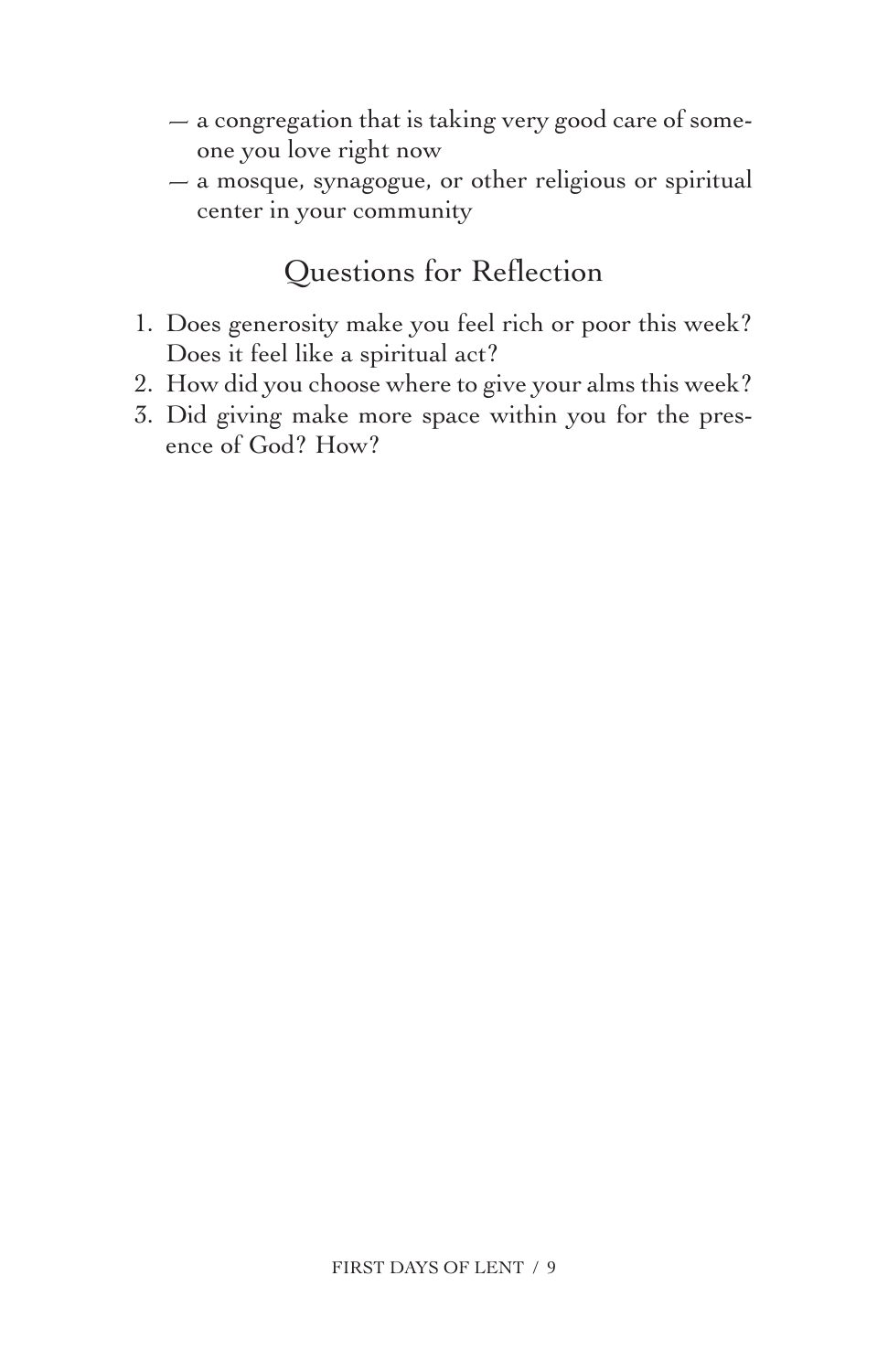— a congregation that is taking very good care of someone you love right now
— a mosque, synagogue, or other religious or spiritual center in your community

## Questions for Reflection

1. Does generosity make you feel rich or poor this week? Does it feel like a spiritual act?
2. How did you choose where to give your alms this week?
3. Did giving make more space within you for the presence of God? How?